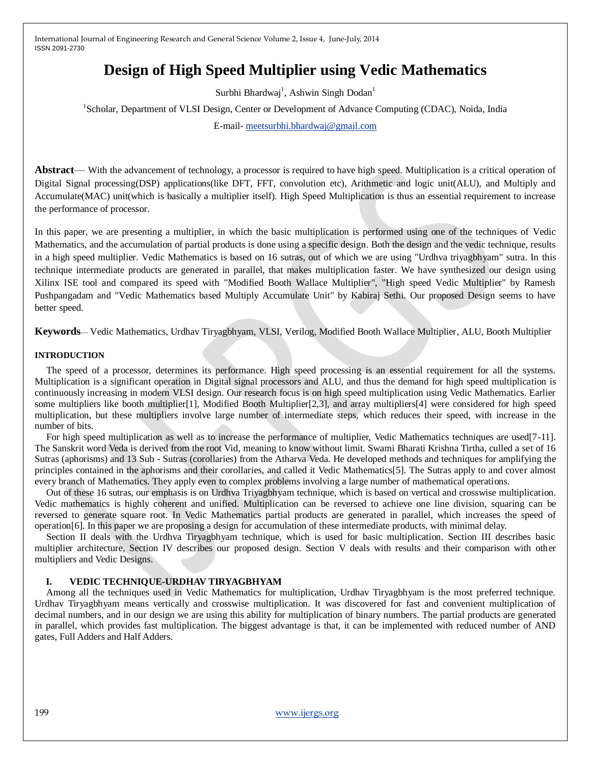# Design of High Speed Multiplier using Vedic Mathematics

Surbhi Bhardwaj[1], Ashwin Singh Dodan[1]

[1]Scholar, Department of VLSI Design, Center or Development of Advance Computing (CDAC), Noida, India

E-mail- meetsurbhi.bhardwaj@gmail.com

**Abstract**— With the advancement of technology, a processor is required to have high speed. Multiplication is a critical operation of Digital Signal processing(DSP) applications(like DFT, FFT, convolution etc), Arithmetic and logic unit(ALU), and Multiply and Accumulate(MAC) unit(which is basically a multiplier itself). High Speed Multiplication is thus an essential requirement to increase the performance of processor.

In this paper, we are presenting a multiplier, in which the basic multiplication is performed using one of the techniques of Vedic Mathematics, and the accumulation of partial products is done using a specific design. Both the design and the vedic technique, results in a high speed multiplier. Vedic Mathematics is based on 16 sutras, out of which we are using "Urdhva triyagbhyam" sutra. In this technique intermediate products are generated in parallel, that makes multiplication faster. We have synthesized our design using Xilinx ISE tool and compared its speed with "Modified Booth Wallace Multiplier", "High speed Vedic Multiplier" by Ramesh Pushpangadam and "Vedic Mathematics based Multiply Accumulate Unit" by Kabiraj Sethi. Our proposed Design seems to have better speed.

**Keywords**— Vedic Mathematics, Urdhav Tiryagbhyam, VLSI, Verilog, Modified Booth Wallace Multiplier, ALU, Booth Multiplier

## INTRODUCTION

The speed of a processor, determines its performance. High speed processing is an essential requirement for all the systems. Multiplication is a significant operation in Digital signal processors and ALU, and thus the demand for high speed multiplication is continuously increasing in modern VLSI design. Our research focus is on high speed multiplication using Vedic Mathematics. Earlier some multipliers like booth multiplier[1], Modified Booth Multiplier[2,3], and array multipliers[4] were considered for high speed multiplication, but these multipliers involve large number of intermediate steps, which reduces their speed, with increase in the number of bits.

For high speed multiplication as well as to increase the performance of multiplier, Vedic Mathematics techniques are used[7-11]. The Sanskrit word Veda is derived from the root Vid, meaning to know without limit. Swami Bharati Krishna Tirtha, culled a set of 16 Sutras (aphorisms) and 13 Sub - Sutras (corollaries) from the Atharva Veda. He developed methods and techniques for amplifying the principles contained in the aphorisms and their corollaries, and called it Vedic Mathematics[5]. The Sutras apply to and cover almost every branch of Mathematics. They apply even to complex problems involving a large number of mathematical operations.

Out of these 16 sutras, our emphasis is on Urdhva Triyagbhyam technique, which is based on vertical and crosswise multiplication. Vedic mathematics is highly coherent and unified. Multiplication can be reversed to achieve one line division, squaring can be reversed to generate square root. In Vedic Mathematics partial products are generated in parallel, which increases the speed of operation[6]. In this paper we are proposing a design for accumulation of these intermediate products, with minimal delay.

Section II deals with the Urdhva Tiryagbhyam technique, which is used for basic multiplication. Section III describes basic multiplier architecture, Section IV describes our proposed design. Section V deals with results and their comparison with other multipliers and Vedic Designs.

## I. VEDIC TECHNIQUE-URDHAV TIRYAGBHYAM

Among all the techniques used in Vedic Mathematics for multiplication, Urdhav Tiryagbhyam is the most preferred technique. Urdhav Tiryagbhyam means vertically and crosswise multiplication. It was discovered for fast and convenient multiplication of decimal numbers, and in our design we are using this ability for multiplication of binary numbers. The partial products are generated in parallel, which provides fast multiplication. The biggest advantage is that, it can be implemented with reduced number of AND gates, Full Adders and Half Adders.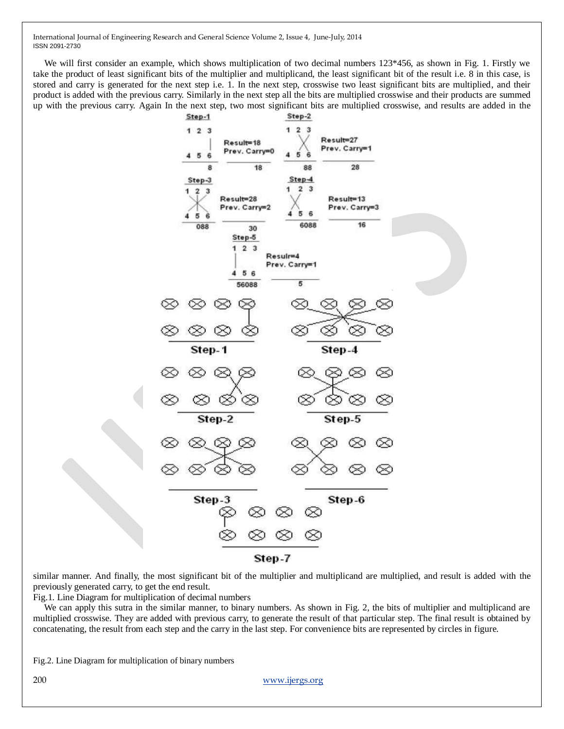We will first consider an example, which shows multiplication of two decimal numbers 123*456, as shown in Fig. 1. Firstly we take the product of least significant bits of the multiplier and multiplicand, the least significant bit of the result i.e. 8 in this case, is stored and carry is generated for the next step i.e. 1. In the next step, crosswise two least significant bits are multiplied, and their product is added with the previous carry. Similarly in the next step all the bits are multiplied crosswise and their products are summed up with the previous carry. Again In the next step, two most significant bits are multiplied crosswise, and results are added in the similar manner. And finally, the most significant bit of the multiplier and multiplicand are multiplied, and result is added with the previously generated carry, to get the end result.

Fig.1. Line Diagram for multiplication of decimal numbers

We can apply this sutra in the similar manner, to binary numbers. As shown in Fig. 2, the bits of multiplier and multiplicand are multiplied crosswise. They are added with previous carry, to generate the result of that particular step. The final result is obtained by concatenating, the result from each step and the carry in the last step. For convenience bits are represented by circles in figure.

Fig.2. Line Diagram for multiplication of binary numbers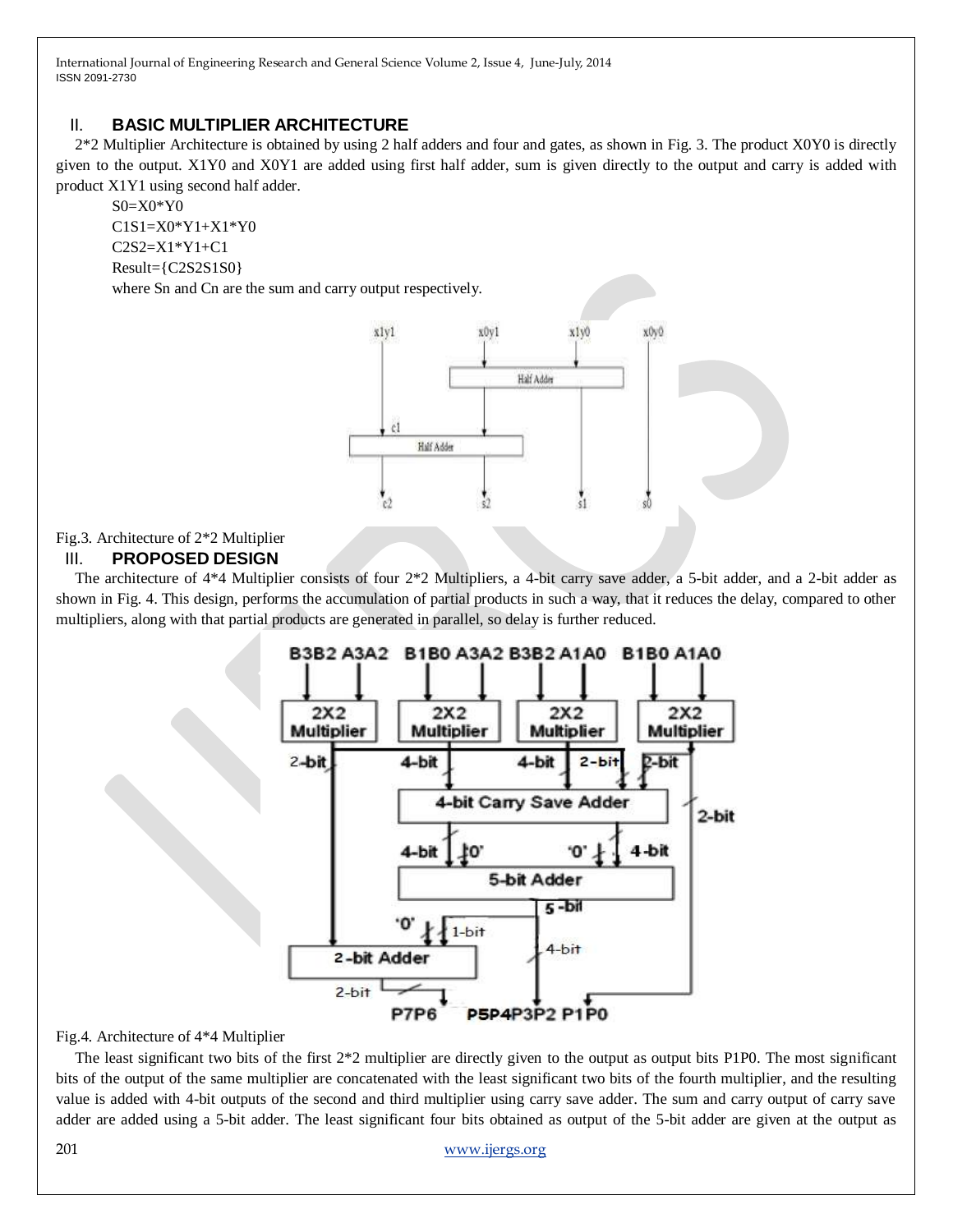## II. BASIC MULTIPLIER ARCHITECTURE

2*2 Multiplier Architecture is obtained by using 2 half adders and four and gates, as shown in Fig. 3. The product X0Y0 is directly given to the output. X1Y0 and X0Y1 are added using first half adder, sum is given directly to the output and carry is added with product X1Y1 using second half adder.

S0=X0*Y0

C1S1=X0*Y1+X1*Y0

C2S2=X1*Y1+C1

Result={C2S2S1S0}

where Sn and Cn are the sum and carry output respectively.

Fig.3. Architecture of 2*2 Multiplier

## III. PROPOSED DESIGN

The architecture of 4*4 Multiplier consists of four 2*2 Multipliers, a 4-bit carry save adder, a 5-bit adder, and a 2-bit adder as shown in Fig. 4. This design, performs the accumulation of partial products in such a way, that it reduces the delay, compared to other multipliers, along with that partial products are generated in parallel, so delay is further reduced.

Fig.4. Architecture of 4*4 Multiplier

The least significant two bits of the first 2*2 multiplier are directly given to the output as output bits P1P0. The most significant bits of the output of the same multiplier are concatenated with the least significant two bits of the fourth multiplier, and the resulting value is added with 4-bit outputs of the second and third multiplier using carry save adder. The sum and carry output of carry save adder are added using a 5-bit adder. The least significant four bits obtained as output of the 5-bit adder are given at the output as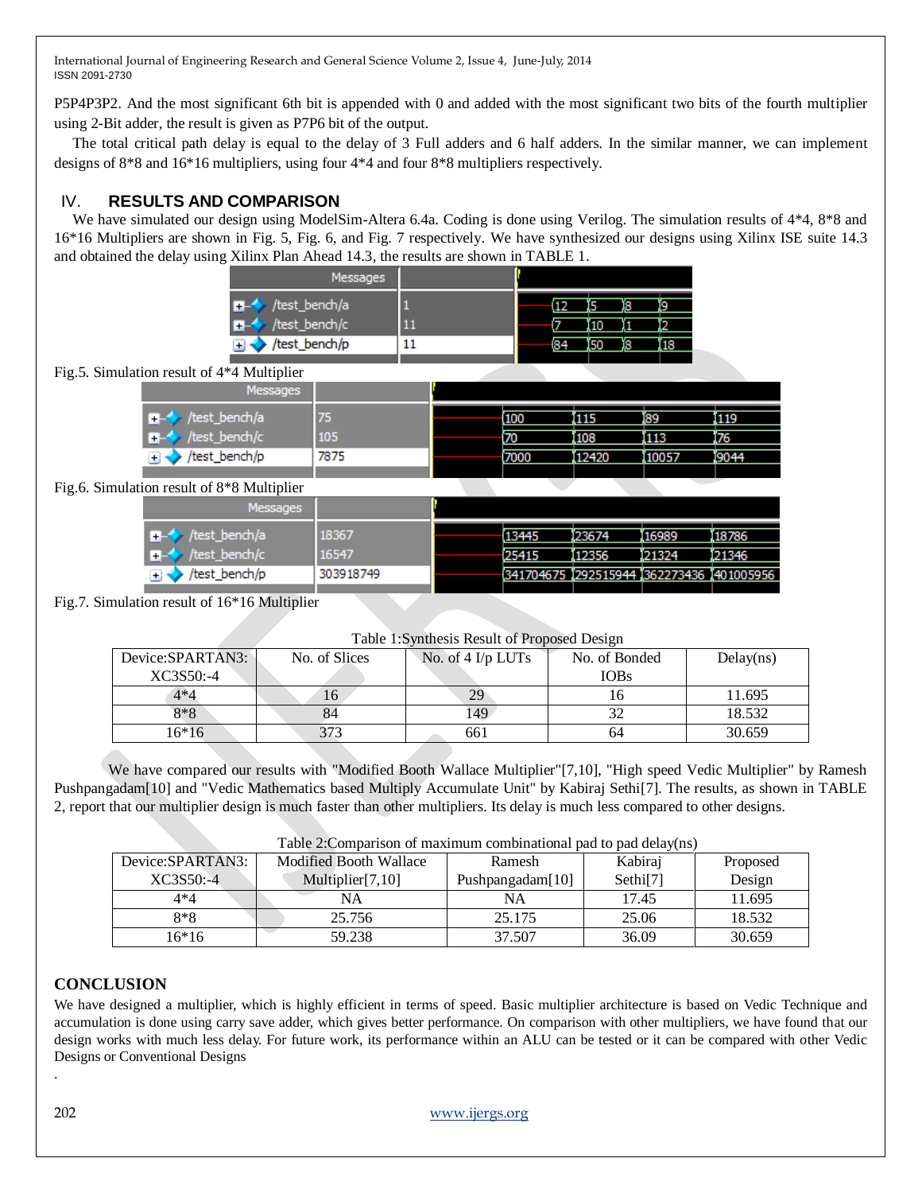P5P4P3P2. And the most significant 6th bit is appended with 0 and added with the most significant two bits of the fourth multiplier using 2-Bit adder, the result is given as P7P6 bit of the output.

The total critical path delay is equal to the delay of 3 Full adders and 6 half adders. In the similar manner, we can implement designs of 8*8 and 16*16 multipliers, using four 4*4 and four 8*8 multipliers respectively.

## IV. RESULTS AND COMPARISON

We have simulated our design using ModelSim-Altera 6.4a. Coding is done using Verilog. The simulation results of 4*4, 8*8 and 16*16 Multipliers are shown in Fig. 5, Fig. 6, and Fig. 7 respectively. We have synthesized our designs using Xilinx ISE suite 14.3 and obtained the delay using Xilinx Plan Ahead 14.3, the results are shown in TABLE 1.

| Messages | | | | | |
|---|---|---|---|---|---|
| /test_bench/a | 1 | 12 | 5 | 8 | 9 |
| /test_bench/c | 11 | 7 | 10 | 1 | 2 |
| /test_bench/p | 11 | 84 | 50 | 8 | 18 |

Fig.5. Simulation result of 4*4 Multiplier

| Messages | | | | | |
|---|---|---|---|---|---|
| /test_bench/a | 75 | 100 | 115 | 89 | 119 |
| /test_bench/c | 105 | 70 | 108 | 113 | 76 |
| /test_bench/p | 7875 | 7000 | 12420 | 10057 | 9044 |

Fig.6. Simulation result of 8*8 Multiplier

| Messages | | | | | |
|---|---|---|---|---|---|
| /test_bench/a | 18367 | 13445 | 23674 | 16989 | 18786 |
| /test_bench/c | 16547 | 25415 | 12356 | 21324 | 21346 |
| /test_bench/p | 303918749 | 341704675 | 292515944 | 362273436 | 401005956 |

Fig.7. Simulation result of 16*16 Multiplier

Table 1:Synthesis Result of Proposed Design

| Device:SPARTAN3: XC3S50:-4 | No. of Slices | No. of 4 I/p LUTs | No. of Bonded IOBs | Delay(ns) |
|---|---|---|---|---|
| 4*4 | 16 | 29 | 16 | 11.695 |
| 8*8 | 84 | 149 | 32 | 18.532 |
| 16*16 | 373 | 661 | 64 | 30.659 |

We have compared our results with "Modified Booth Wallace Multiplier"[7,10], "High speed Vedic Multiplier" by Ramesh Pushpangadam[10] and "Vedic Mathematics based Multiply Accumulate Unit" by Kabiraj Sethi[7]. The results, as shown in TABLE 2, report that our multiplier design is much faster than other multipliers. Its delay is much less compared to other designs.

Table 2:Comparison of maximum combinational pad to pad delay(ns)

| Device:SPARTAN3: XC3S50:-4 | Modified Booth Wallace Multiplier[7,10] | Ramesh Pushpangadam[10] | Kabiraj Sethi[7] | Proposed Design |
|---|---|---|---|---|
| 4*4 | NA | NA | 17.45 | 11.695 |
| 8*8 | 25.756 | 25.175 | 25.06 | 18.532 |
| 16*16 | 59.238 | 37.507 | 36.09 | 30.659 |

## CONCLUSION

We have designed a multiplier, which is highly efficient in terms of speed. Basic multiplier architecture is based on Vedic Technique and accumulation is done using carry save adder, which gives better performance. On comparison with other multipliers, we have found that our design works with much less delay. For future work, its performance within an ALU can be tested or it can be compared with other Vedic Designs or Conventional Designs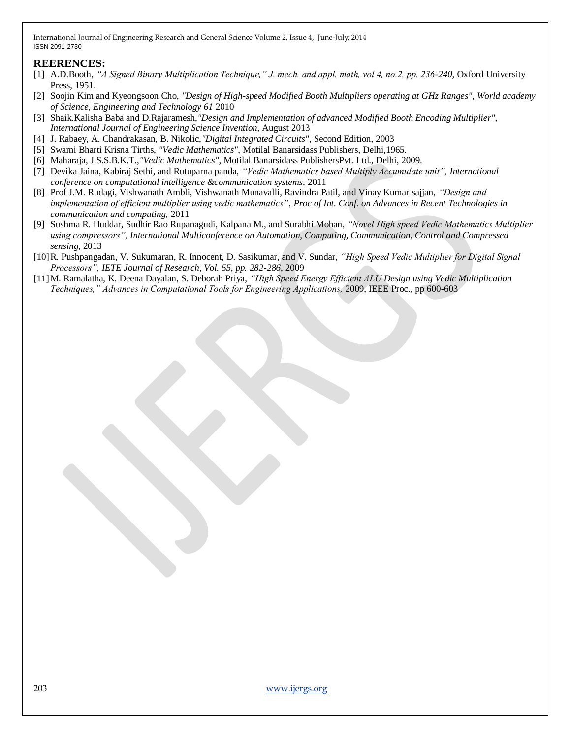## REERENCES:

[1] A.D.Booth, *"A Signed Binary Multiplication Technique," J. mech. and appl. math, vol 4, no.2, pp. 236-240,* Oxford University Press, 1951.

[2] Soojin Kim and Kyeongsoon Cho, *"Design of High-speed Modified Booth Multipliers operating at GHz Ranges", World academy of Science, Engineering and Technology 61* 2010

[3] Shaik.Kalisha Baba and D.Rajaramesh,*"Design and Implementation of advanced Modified Booth Encoding Multiplier", International Journal of Engineering Science Invention,* August 2013

[4] J. Rabaey, A. Chandrakasan, B. Nikolic,*"Digital Integrated Circuits"*, Second Edition, 2003

[5] Swami Bharti Krisna Tirths, *"Vedic Mathematics"*, Motilal Banarsidass Publishers, Delhi,1965.

[6] Maharaja, J.S.S.B.K.T.,*"Vedic Mathematics"*, Motilal Banarsidass PublishersPvt. Ltd., Delhi, 2009.

[7] Devika Jaina, Kabiraj Sethi, and Rutuparna panda, *"Vedic Mathematics based Multiply Accumulate unit", International conference on computational intelligence &communication systems,* 2011

[8] Prof J.M. Rudagi, Vishwanath Ambli, Vishwanath Munavalli, Ravindra Patil, and Vinay Kumar sajjan, *"Design and implementation of efficient multiplier using vedic mathematics", Proc of Int. Conf. on Advances in Recent Technologies in communication and computing,* 2011

[9] Sushma R. Huddar, Sudhir Rao Rupanagudi, Kalpana M., and Surabhi Mohan, *"Novel High speed Vedic Mathematics Multiplier using compressors", International Multiconference on Automation, Computing, Communication, Control and Compressed sensing,* 2013

[10] R. Pushpangadan, V. Sukumaran, R. Innocent, D. Sasikumar, and V. Sundar, *"High Speed Vedic Multiplier for Digital Signal Processors", IETE Journal of Research, Vol. 55, pp. 282-286,* 2009

[11] M. Ramalatha, K. Deena Dayalan, S. Deborah Priya, *"High Speed Energy Efficient ALU Design using Vedic Multiplication Techniques," Advances in Computational Tools for Engineering Applications,* 2009, IEEE Proc., pp 600-603